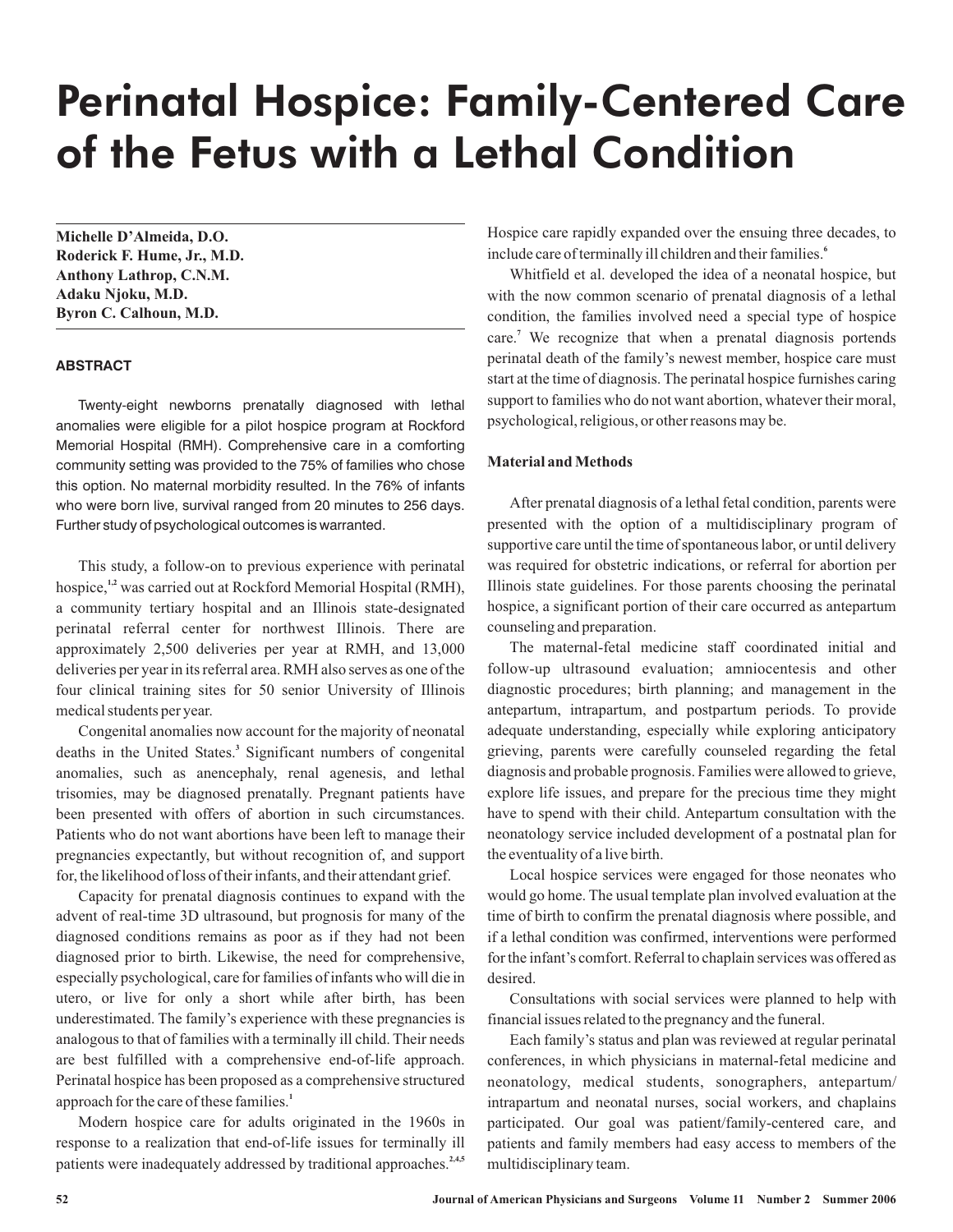# Perinatal Hospice: Family-Centered Care of the Fetus with a Lethal Condition

**Michelle D'Almeida, D.O.**
**Roderick F. Hume, Jr., M.D.**
**Anthony Lathrop, C.N.M.**
**Adaku Njoku, M.D.**
**Byron C. Calhoun, M.D.**

## ABSTRACT

Twenty-eight newborns prenatally diagnosed with lethal anomalies were eligible for a pilot hospice program at Rockford Memorial Hospital (RMH). Comprehensive care in a comforting community setting was provided to the 75% of families who chose this option. No maternal morbidity resulted. In the 76% of infants who were born live, survival ranged from 20 minutes to 256 days. Further study of psychological outcomes is warranted.

This study, a follow-on to previous experience with perinatal hospice,[1,2] was carried out at Rockford Memorial Hospital (RMH), a community tertiary hospital and an Illinois state-designated perinatal referral center for northwest Illinois. There are approximately 2,500 deliveries per year at RMH, and 13,000 deliveries per year in its referral area. RMH also serves as one of the four clinical training sites for 50 senior University of Illinois medical students per year.

Congenital anomalies now account for the majority of neonatal deaths in the United States.[3] Significant numbers of congenital anomalies, such as anencephaly, renal agenesis, and lethal trisomies, may be diagnosed prenatally. Pregnant patients have been presented with offers of abortion in such circumstances. Patients who do not want abortions have been left to manage their pregnancies expectantly, but without recognition of, and support for, the likelihood of loss of their infants, and their attendant grief.

Capacity for prenatal diagnosis continues to expand with the advent of real-time 3D ultrasound, but prognosis for many of the diagnosed conditions remains as poor as if they had not been diagnosed prior to birth. Likewise, the need for comprehensive, especially psychological, care for families of infants who will die in utero, or live for only a short while after birth, has been underestimated. The family's experience with these pregnancies is analogous to that of families with a terminally ill child. Their needs are best fulfilled with a comprehensive end-of-life approach. Perinatal hospice has been proposed as a comprehensive structured approach for the care of these families.[1]

Modern hospice care for adults originated in the 1960s in response to a realization that end-of-life issues for terminally ill patients were inadequately addressed by traditional approaches.[2,4,5] Hospice care rapidly expanded over the ensuing three decades, to include care of terminally ill children and their families.[6]

Whitfield et al. developed the idea of a neonatal hospice, but with the now common scenario of prenatal diagnosis of a lethal condition, the families involved need a special type of hospice care.[7] We recognize that when a prenatal diagnosis portends perinatal death of the family's newest member, hospice care must start at the time of diagnosis. The perinatal hospice furnishes caring support to families who do not want abortion, whatever their moral, psychological, religious, or other reasons may be.

### Material and Methods

After prenatal diagnosis of a lethal fetal condition, parents were presented with the option of a multidisciplinary program of supportive care until the time of spontaneous labor, or until delivery was required for obstetric indications, or referral for abortion per Illinois state guidelines. For those parents choosing the perinatal hospice, a significant portion of their care occurred as antepartum counseling and preparation.

The maternal-fetal medicine staff coordinated initial and follow-up ultrasound evaluation; amniocentesis and other diagnostic procedures; birth planning; and management in the antepartum, intrapartum, and postpartum periods. To provide adequate understanding, especially while exploring anticipatory grieving, parents were carefully counseled regarding the fetal diagnosis and probable prognosis. Families were allowed to grieve, explore life issues, and prepare for the precious time they might have to spend with their child. Antepartum consultation with the neonatology service included development of a postnatal plan for the eventuality of a live birth.

Local hospice services were engaged for those neonates who would go home. The usual template plan involved evaluation at the time of birth to confirm the prenatal diagnosis where possible, and if a lethal condition was confirmed, interventions were performed for the infant's comfort. Referral to chaplain services was offered as desired.

Consultations with social services were planned to help with financial issues related to the pregnancy and the funeral.

Each family's status and plan was reviewed at regular perinatal conferences, in which physicians in maternal-fetal medicine and neonatology, medical students, sonographers, antepartum/intrapartum and neonatal nurses, social workers, and chaplains participated. Our goal was patient/family-centered care, and patients and family members had easy access to members of the multidisciplinary team.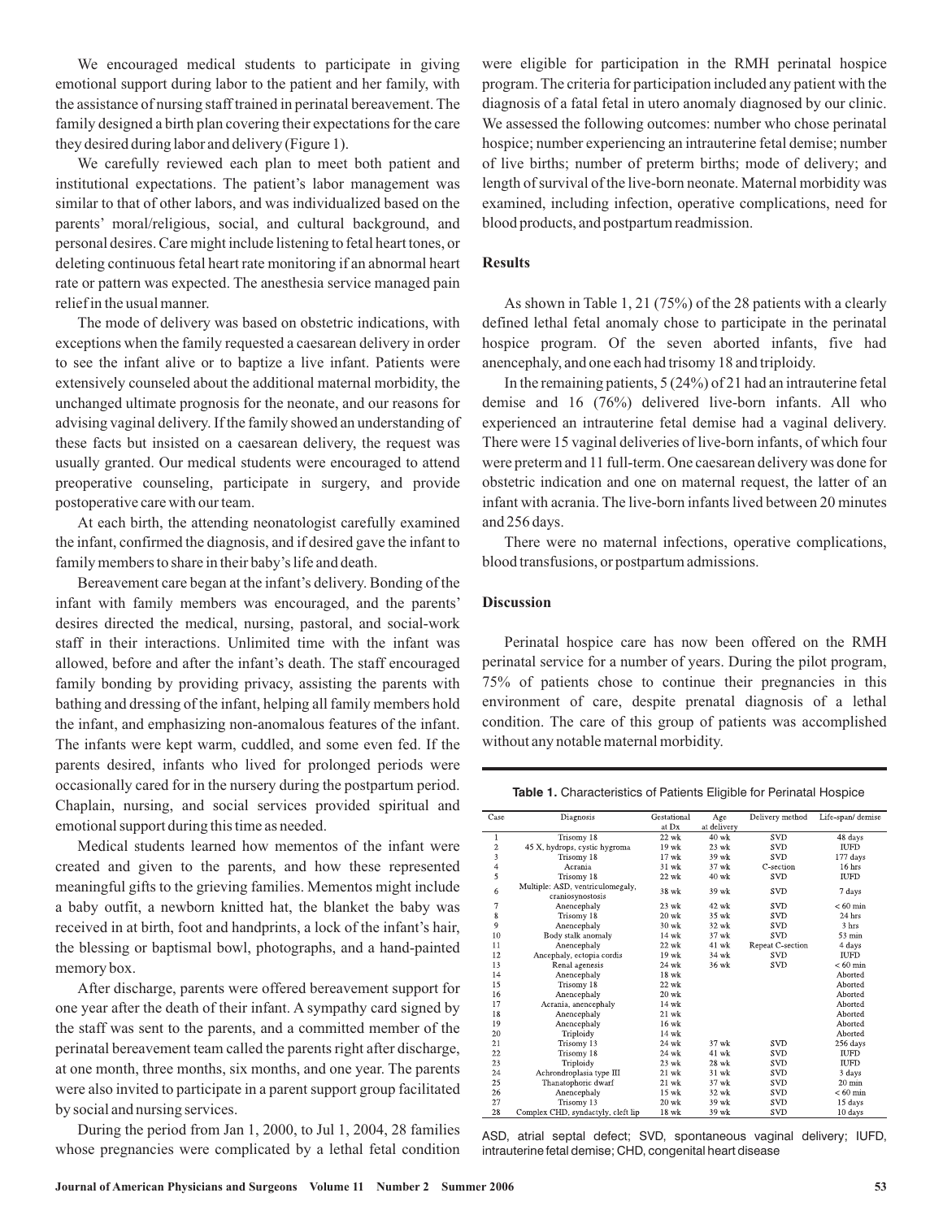We encouraged medical students to participate in giving emotional support during labor to the patient and her family, with the assistance of nursing staff trained in perinatal bereavement. The family designed a birth plan covering their expectations for the care they desired during labor and delivery (Figure 1).

We carefully reviewed each plan to meet both patient and institutional expectations. The patient's labor management was similar to that of other labors, and was individualized based on the parents' moral/religious, social, and cultural background, and personal desires. Care might include listening to fetal heart tones, or deleting continuous fetal heart rate monitoring if an abnormal heart rate or pattern was expected. The anesthesia service managed pain relief in the usual manner.

The mode of delivery was based on obstetric indications, with exceptions when the family requested a caesarean delivery in order to see the infant alive or to baptize a live infant. Patients were extensively counseled about the additional maternal morbidity, the unchanged ultimate prognosis for the neonate, and our reasons for advising vaginal delivery. If the family showed an understanding of these facts but insisted on a caesarean delivery, the request was usually granted. Our medical students were encouraged to attend preoperative counseling, participate in surgery, and provide postoperative care with our team.

At each birth, the attending neonatologist carefully examined the infant, confirmed the diagnosis, and if desired gave the infant to family members to share in their baby's life and death.

Bereavement care began at the infant's delivery. Bonding of the infant with family members was encouraged, and the parents' desires directed the medical, nursing, pastoral, and social-work staff in their interactions. Unlimited time with the infant was allowed, before and after the infant's death. The staff encouraged family bonding by providing privacy, assisting the parents with bathing and dressing of the infant, helping all family members hold the infant, and emphasizing non-anomalous features of the infant. The infants were kept warm, cuddled, and some even fed. If the parents desired, infants who lived for prolonged periods were occasionally cared for in the nursery during the postpartum period. Chaplain, nursing, and social services provided spiritual and emotional support during this time as needed.

Medical students learned how mementos of the infant were created and given to the parents, and how these represented meaningful gifts to the grieving families. Mementos might include a baby outfit, a newborn knitted hat, the blanket the baby was received in at birth, foot and handprints, a lock of the infant's hair, the blessing or baptismal bowl, photographs, and a hand-painted memory box.

After discharge, parents were offered bereavement support for one year after the death of their infant. A sympathy card signed by the staff was sent to the parents, and a committed member of the perinatal bereavement team called the parents right after discharge, at one month, three months, six months, and one year. The parents were also invited to participate in a parent support group facilitated by social and nursing services.

During the period from Jan 1, 2000, to Jul 1, 2004, 28 families whose pregnancies were complicated by a lethal fetal condition were eligible for participation in the RMH perinatal hospice program. The criteria for participation included any patient with the diagnosis of a fatal fetal in utero anomaly diagnosed by our clinic. We assessed the following outcomes: number who chose perinatal hospice; number experiencing an intrauterine fetal demise; number of live births; number of preterm births; mode of delivery; and length of survival of the live-born neonate. Maternal morbidity was examined, including infection, operative complications, need for blood products, and postpartum readmission.

## Results

As shown in Table 1, 21 (75%) of the 28 patients with a clearly defined lethal fetal anomaly chose to participate in the perinatal hospice program. Of the seven aborted infants, five had anencephaly, and one each had trisomy 18 and triploidy.

In the remaining patients, 5 (24%) of 21 had an intrauterine fetal demise and 16 (76%) delivered live-born infants. All who experienced an intrauterine fetal demise had a vaginal delivery. There were 15 vaginal deliveries of live-born infants, of which four were preterm and 11 full-term. One caesarean delivery was done for obstetric indication and one on maternal request, the latter of an infant with acrania. The live-born infants lived between 20 minutes and 256 days.

There were no maternal infections, operative complications, blood transfusions, or postpartum admissions.

## Discussion

Perinatal hospice care has now been offered on the RMH perinatal service for a number of years. During the pilot program, 75% of patients chose to continue their pregnancies in this environment of care, despite prenatal diagnosis of a lethal condition. The care of this group of patients was accomplished without any notable maternal morbidity.

**Table 1.** Characteristics of Patients Eligible for Perinatal Hospice

| Case | Diagnosis | Gestational at Dx | Age at delivery | Delivery method | Life-span/ demise |
|---|---|---|---|---|---|
| 1 | Trisomy 18 | 22 wk | 40 wk | SVD | 48 days |
| 2 | 45 X, hydrops, cystic hygroma | 19 wk | 23 wk | SVD | IUFD |
| 3 | Trisomy 18 | 17 wk | 39 wk | SVD | 177 days |
| 4 | Acrania | 31 wk | 37 wk | C-section | 16 hrs |
| 5 | Trisomy 18 | 22 wk | 40 wk | SVD | IUFD |
| 6 | Multiple: ASD, ventriculomegaly, craniosynostosis | 38 wk | 39 wk | SVD | 7 days |
| 7 | Anencephaly | 23 wk | 42 wk | SVD | < 60 min |
| 8 | Trisomy 18 | 20 wk | 35 wk | SVD | 24 hrs |
| 9 | Anencephaly | 30 wk | 32 wk | SVD | 3 hrs |
| 10 | Body stalk anomaly | 14 wk | 37 wk | SVD | 53 min |
| 11 | Anencephaly | 22 wk | 41 wk | Repeat C-section | 4 days |
| 12 | Ancephaly, ectopia cordis | 19 wk | 34 wk | SVD | IUFD |
| 13 | Renal agenesis | 24 wk | 36 wk | SVD | < 60 min |
| 14 | Anencephaly | 18 wk | | | Aborted |
| 15 | Trisomy 18 | 22 wk | | | Aborted |
| 16 | Anencephaly | 20 wk | | | Aborted |
| 17 | Acrania, anencephaly | 14 wk | | | Aborted |
| 18 | Anencephaly | 21 wk | | | Aborted |
| 19 | Anencephaly | 16 wk | | | Aborted |
| 20 | Triploidy | 14 wk | | | Aborted |
| 21 | Trisomy 13 | 24 wk | 37 wk | SVD | 256 days |
| 22 | Trisomy 18 | 24 wk | 41 wk | SVD | IUFD |
| 23 | Triploidy | 23 wk | 28 wk | SVD | IUFD |
| 24 | Achrondroplasia type III | 21 wk | 31 wk | SVD | 3 days |
| 25 | Thanatophoric dwarf | 21 wk | 37 wk | SVD | 20 min |
| 26 | Anencephaly | 15 wk | 32 wk | SVD | < 60 min |
| 27 | Trisomy 13 | 20 wk | 39 wk | SVD | 15 days |
| 28 | Complex CHD, syndactyly, cleft lip | 18 wk | 39 wk | SVD | 10 days |

ASD, atrial septal defect; SVD, spontaneous vaginal delivery; IUFD, intrauterine fetal demise; CHD, congenital heart disease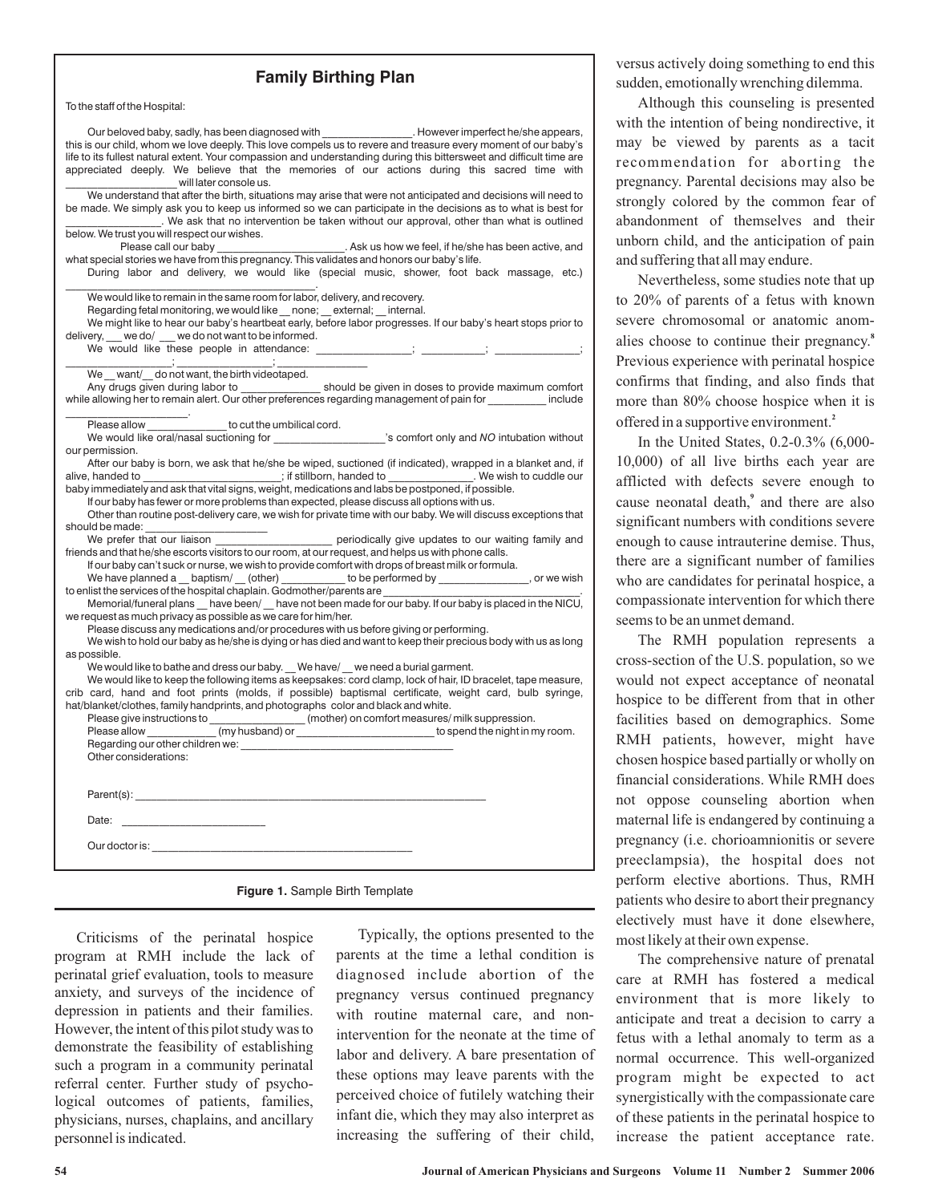## Family Birthing Plan

To the staff of the Hospital:

Our beloved baby, sadly, has been diagnosed with _______________. However imperfect he/she appears, this is our child, whom we love deeply. This love compels us to revere and treasure every moment of our baby's life to its fullest natural extent. Your compassion and understanding during this bittersweet and difficult time are appreciated deeply. We believe that the memories of our actions during this sacred time with ___________________ will later console us.

We understand that after the birth, situations may arise that were not anticipated and decisions will need to be made. We simply ask you to keep us informed so we can participate in the decisions as to what is best for ________________. We ask that no intervention be taken without our approval, other than what is outlined below. We trust you will respect our wishes.

Please call our baby _____________________. Ask us how we feel, if he/she has been active, and what special stories we have from this pregnancy. This validates and honors our baby's life.

During labor and delivery, we would like (special music, shower, foot back massage, etc.) ____________________________________________.

We would like to remain in the same room for labor, delivery, and recovery.

Regarding fetal monitoring, we would like __ none; __ external; __ internal.

We might like to hear our baby's heartbeat early, before labor progresses. If our baby's heart stops prior to delivery, ___ we do/ ___ we do not want to be informed.

We would like these people in attendance: ________________; __________; ______________; _________________; ________________; _______________

We __ want/__ do not want, the birth videotaped.

Any drugs given during labor to _____________ should be given in doses to provide maximum comfort while allowing her to remain alert. Our other preferences regarding management of pain for _________ include _____________________.

Please allow _____________ to cut the umbilical cord.

We would like oral/nasal suctioning for __________________'s comfort only and *NO* intubation without our permission.

After our baby is born, we ask that he/she be wiped, suctioned (if indicated), wrapped in a blanket and, if alive, handed to _______________________; if stillborn, handed to ______________. We wish to cuddle our baby immediately and ask that vital signs, weight, medications and labs be postponed, if possible.

If our baby has fewer or more problems than expected, please discuss all options with us.

Other than routine post-delivery care, we wish for private time with our baby. We will discuss exceptions that should be made: ____________________

We prefer that our liaison ___________________ periodically give updates to our waiting family and friends and that he/she escorts visitors to our room, at our request, and helps us with phone calls.

If our baby can't suck or nurse, we wish to provide comfort with drops of breast milk or formula.

We have planned a __ baptism/ __ (other) __________ to be performed by ______________, or we wish to enlist the services of the hospital chaplain. Godmother/parents are _________________________________.

Memorial/funeral plans __ have been/ __ have not been made for our baby. If our baby is placed in the NICU, we request as much privacy as possible as we care for him/her.

Please discuss any medications and/or procedures with us before giving or performing.

We wish to hold our baby as he/she is dying or has died and want to keep their precious body with us as long as possible.

We would like to bathe and dress our baby. __ We have/ __ we need a burial garment.

We would like to keep the following items as keepsakes: cord clamp, lock of hair, ID bracelet, tape measure, crib card, hand and foot prints (molds, if possible) baptismal certificate, weight card, bulb syringe, hat/blanket/clothes, family handprints, and photographs color and black and white.

Please give instructions to _______________ (mother) on comfort measures/ milk suppression.

Please allow ___________ (my husband) or _______________________ to spend the night in my room.

Regarding our other children we: ____________________________________

Other considerations:

Parent(s): ____________________________________________________________

Date: ________________________

Our doctor is: ____________________________________________

**Figure 1.** Sample Birth Template

Criticisms of the perinatal hospice program at RMH include the lack of perinatal grief evaluation, tools to measure anxiety, and surveys of the incidence of depression in patients and their families. However, the intent of this pilot study was to demonstrate the feasibility of establishing such a program in a community perinatal referral center. Further study of psychological outcomes of patients, families, physicians, nurses, chaplains, and ancillary personnel is indicated.

Typically, the options presented to the parents at the time a lethal condition is diagnosed include abortion of the pregnancy versus continued pregnancy with routine maternal care, and non-intervention for the neonate at the time of labor and delivery. A bare presentation of these options may leave parents with the perceived choice of futilely watching their infant die, which they may also interpret as increasing the suffering of their child, versus actively doing something to end this sudden, emotionally wrenching dilemma.

Although this counseling is presented with the intention of being nondirective, it may be viewed by parents as a tacit recommendation for aborting the pregnancy. Parental decisions may also be strongly colored by the common fear of abandonment of themselves and their unborn child, and the anticipation of pain and suffering that all may endure.

Nevertheless, some studies note that up to 20% of parents of a fetus with known severe chromosomal or anatomic anomalies choose to continue their pregnancy.[8] Previous experience with perinatal hospice confirms that finding, and also finds that more than 80% choose hospice when it is offered in a supportive environment.[2]

In the United States, 0.2-0.3% (6,000-10,000) of all live births each year are afflicted with defects severe enough to cause neonatal death,[9] and there are also significant numbers with conditions severe enough to cause intrauterine demise. Thus, there are a significant number of families who are candidates for perinatal hospice, a compassionate intervention for which there seems to be an unmet demand.

The RMH population represents a cross-section of the U.S. population, so we would not expect acceptance of neonatal hospice to be different from that in other facilities based on demographics. Some RMH patients, however, might have chosen hospice based partially or wholly on financial considerations. While RMH does not oppose counseling abortion when maternal life is endangered by continuing a pregnancy (i.e. chorioamnionitis or severe preeclampsia), the hospital does not perform elective abortions. Thus, RMH patients who desire to abort their pregnancy electively must have it done elsewhere, most likely at their own expense.

The comprehensive nature of prenatal care at RMH has fostered a medical environment that is more likely to anticipate and treat a decision to carry a fetus with a lethal anomaly to term as a normal occurrence. This well-organized program might be expected to act synergistically with the compassionate care of these patients in the perinatal hospice to increase the patient acceptance rate.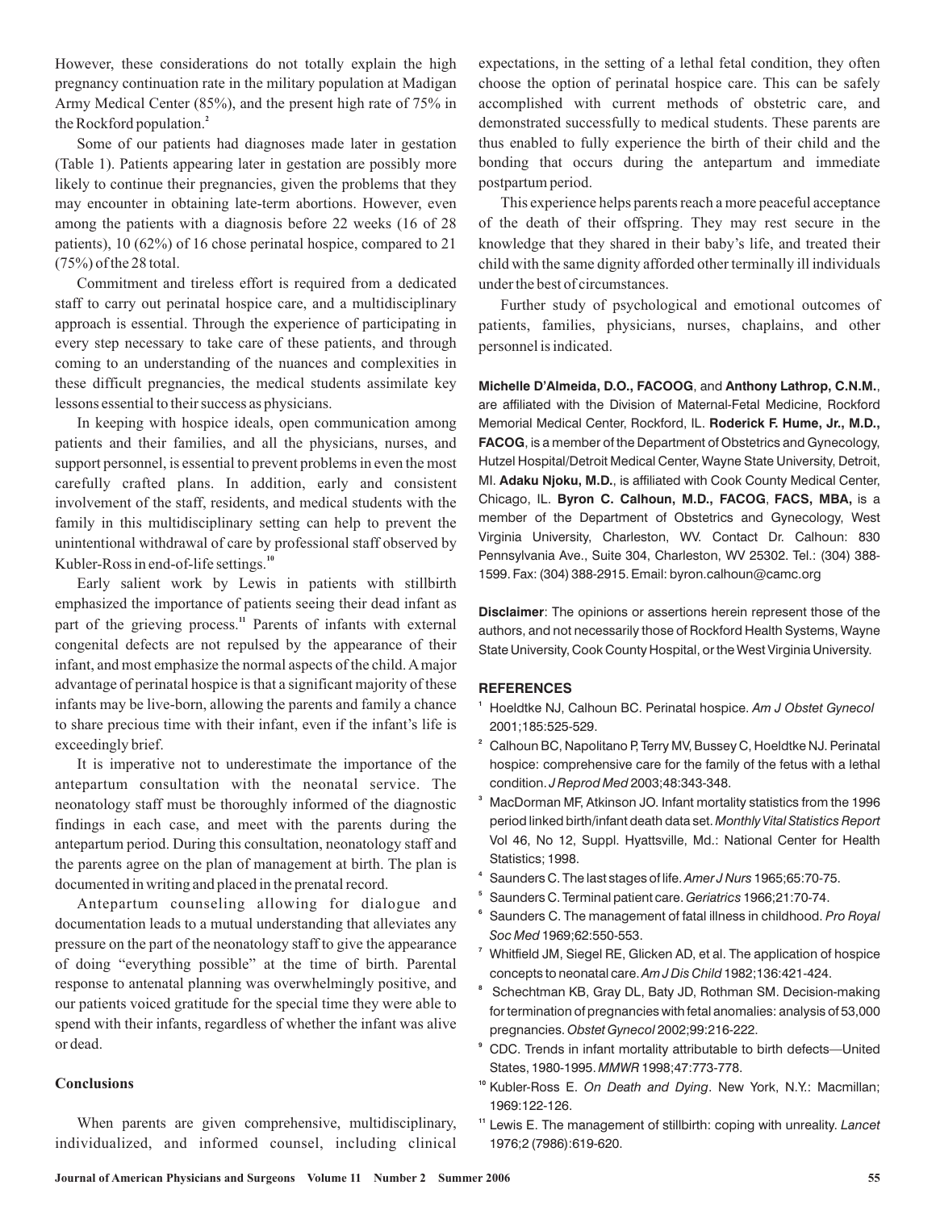However, these considerations do not totally explain the high pregnancy continuation rate in the military population at Madigan Army Medical Center (85%), and the present high rate of 75% in the Rockford population.[2]

Some of our patients had diagnoses made later in gestation (Table 1). Patients appearing later in gestation are possibly more likely to continue their pregnancies, given the problems that they may encounter in obtaining late-term abortions. However, even among the patients with a diagnosis before 22 weeks (16 of 28 patients), 10 (62%) of 16 chose perinatal hospice, compared to 21 (75%) of the 28 total.

Commitment and tireless effort is required from a dedicated staff to carry out perinatal hospice care, and a multidisciplinary approach is essential. Through the experience of participating in every step necessary to take care of these patients, and through coming to an understanding of the nuances and complexities in these difficult pregnancies, the medical students assimilate key lessons essential to their success as physicians.

In keeping with hospice ideals, open communication among patients and their families, and all the physicians, nurses, and support personnel, is essential to prevent problems in even the most carefully crafted plans. In addition, early and consistent involvement of the staff, residents, and medical students with the family in this multidisciplinary setting can help to prevent the unintentional withdrawal of care by professional staff observed by Kubler-Ross in end-of-life settings.[10]

Early salient work by Lewis in patients with stillbirth emphasized the importance of patients seeing their dead infant as part of the grieving process.[11] Parents of infants with external congenital defects are not repulsed by the appearance of their infant, and most emphasize the normal aspects of the child. A major advantage of perinatal hospice is that a significant majority of these infants may be live-born, allowing the parents and family a chance to share precious time with their infant, even if the infant's life is exceedingly brief.

It is imperative not to underestimate the importance of the antepartum consultation with the neonatal service. The neonatology staff must be thoroughly informed of the diagnostic findings in each case, and meet with the parents during the antepartum period. During this consultation, neonatology staff and the parents agree on the plan of management at birth. The plan is documented in writing and placed in the prenatal record.

Antepartum counseling allowing for dialogue and documentation leads to a mutual understanding that alleviates any pressure on the part of the neonatology staff to give the appearance of doing "everything possible" at the time of birth. Parental response to antenatal planning was overwhelmingly positive, and our patients voiced gratitude for the special time they were able to spend with their infants, regardless of whether the infant was alive or dead.

## Conclusions

When parents are given comprehensive, multidisciplinary, individualized, and informed counsel, including clinical expectations, in the setting of a lethal fetal condition, they often choose the option of perinatal hospice care. This can be safely accomplished with current methods of obstetric care, and demonstrated successfully to medical students. These parents are thus enabled to fully experience the birth of their child and the bonding that occurs during the antepartum and immediate postpartum period.

This experience helps parents reach a more peaceful acceptance of the death of their offspring. They may rest secure in the knowledge that they shared in their baby's life, and treated their child with the same dignity afforded other terminally ill individuals under the best of circumstances.

Further study of psychological and emotional outcomes of patients, families, physicians, nurses, chaplains, and other personnel is indicated.

**Michelle D'Almeida, D.O., FACOOG**, and **Anthony Lathrop, C.N.M.**, are affiliated with the Division of Maternal-Fetal Medicine, Rockford Memorial Medical Center, Rockford, IL. **Roderick F. Hume, Jr., M.D., FACOG**, is a member of the Department of Obstetrics and Gynecology, Hutzel Hospital/Detroit Medical Center, Wayne State University, Detroit, MI. **Adaku Njoku, M.D.**, is affiliated with Cook County Medical Center, Chicago, IL. **Byron C. Calhoun, M.D., FACOG**, **FACS, MBA,** is a member of the Department of Obstetrics and Gynecology, West Virginia University, Charleston, WV. Contact Dr. Calhoun: 830 Pennsylvania Ave., Suite 304, Charleston, WV 25302. Tel.: (304) 388-1599. Fax: (304) 388-2915. Email: byron.calhoun@camc.org

**Disclaimer**: The opinions or assertions herein represent those of the authors, and not necessarily those of Rockford Health Systems, Wayne State University, Cook County Hospital, or the West Virginia University.

### REFERENCES

1. Hoeldtke NJ, Calhoun BC. Perinatal hospice. *Am J Obstet Gynecol* 2001;185:525-529.
2. Calhoun BC, Napolitano P, Terry MV, Bussey C, Hoeldtke NJ. Perinatal hospice: comprehensive care for the family of the fetus with a lethal condition. *J Reprod Med* 2003;48:343-348.
3. MacDorman MF, Atkinson JO. Infant mortality statistics from the 1996 period linked birth/infant death data set. *Monthly Vital Statistics Report* Vol 46, No 12, Suppl. Hyattsville, Md.: National Center for Health Statistics; 1998.
4. Saunders C. The last stages of life. *Amer J Nurs* 1965;65:70-75.
5. Saunders C. Terminal patient care. *Geriatrics* 1966;21:70-74.
6. Saunders C. The management of fatal illness in childhood. *Pro Royal Soc Med* 1969;62:550-553.
7. Whitfield JM, Siegel RE, Glicken AD, et al. The application of hospice concepts to neonatal care. *Am J Dis Child* 1982;136:421-424.
8. Schechtman KB, Gray DL, Baty JD, Rothman SM. Decision-making for termination of pregnancies with fetal anomalies: analysis of 53,000 pregnancies. *Obstet Gynecol* 2002;99:216-222.
9. CDC. Trends in infant mortality attributable to birth defects—United States, 1980-1995. *MMWR* 1998;47:773-778.
10. Kubler-Ross E. *On Death and Dying*. New York, N.Y.: Macmillan; 1969:122-126.
11. Lewis E. The management of stillbirth: coping with unreality. *Lancet* 1976;2 (7986):619-620.